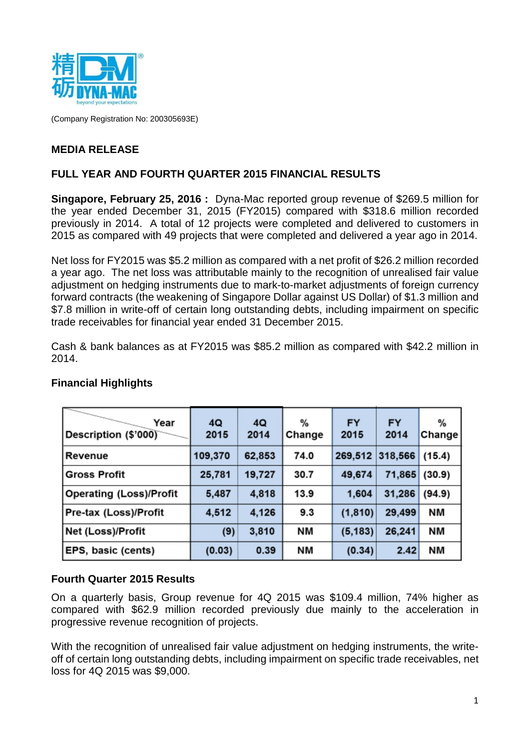(Company Registration No: 200305693E)

**MEDIA RELEASE**

**FULL YEAR AND FOURTH QUARTER 2015 FINANCIAL RESULTS**

**Singapore, February 25, 2016 :** Dyna-Mac reported group revenue of $269.5 million for the year ended December 31, 2015 (FY2015) compared with $318.6 million recorded previously in 2014. A total of 12 projects were completed and delivered to customers in 2015 as compared with 49 projects that were completed and delivered a year ago in 2014.

Net loss for FY2015 was $5.2 million as compared with a net profit of $26.2 million recorded a year ago. The net loss was attributable mainly to the recognition of unrealised fair value adjustment on hedging instruments due to mark-to-market adjustments of foreign currency forward contracts (the weakening of Singapore Dollar against US Dollar) of $1.3 million and $7.8 million in write-off of certain long outstanding debts, including impairment on specific trade receivables for financial year ended 31 December 2015.

Cash & bank balances as at FY2015 was $85.2 million as compared with $42.2 million in 2014.

**Financial Highlights**

| Description ($'000) / Year | 4Q 2015 | 4Q 2014 | % Change | FY 2015 | FY 2014 | % Change |
|---|---|---|---|---|---|---|
| Revenue | 109,370 | 62,853 | 74.0 | 269,512 | 318,566 | (15.4) |
| Gross Profit | 25,781 | 19,727 | 30.7 | 49,674 | 71,865 | (30.9) |
| Operating (Loss)/Profit | 5,487 | 4,818 | 13.9 | 1,604 | 31,286 | (94.9) |
| Pre-tax (Loss)/Profit | 4,512 | 4,126 | 9.3 | (1,810) | 29,499 | NM |
| Net (Loss)/Profit | (9) | 3,810 | NM | (5,183) | 26,241 | NM |
| EPS, basic (cents) | (0.03) | 0.39 | NM | (0.34) | 2.42 | NM |

**Fourth Quarter 2015 Results**

On a quarterly basis, Group revenue for 4Q 2015 was $109.4 million, 74% higher as compared with $62.9 million recorded previously due mainly to the acceleration in progressive revenue recognition of projects.

With the recognition of unrealised fair value adjustment on hedging instruments, the write-off of certain long outstanding debts, including impairment on specific trade receivables, net loss for 4Q 2015 was $9,000.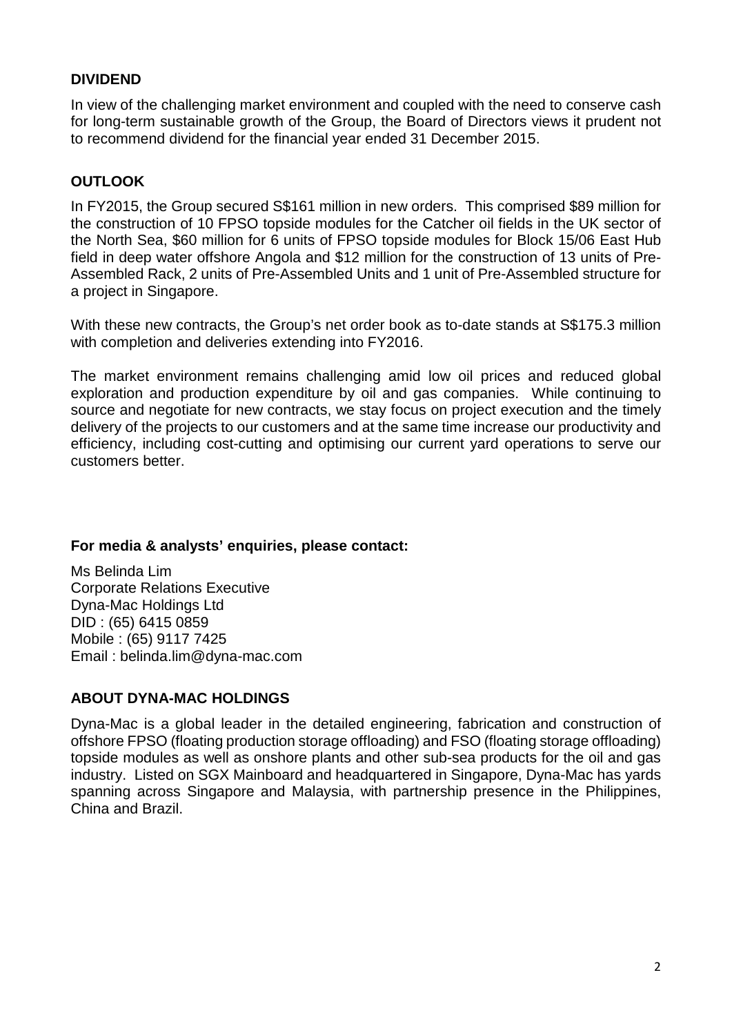## DIVIDEND

In view of the challenging market environment and coupled with the need to conserve cash for long-term sustainable growth of the Group, the Board of Directors views it prudent not to recommend dividend for the financial year ended 31 December 2015.

## OUTLOOK

In FY2015, the Group secured S$161 million in new orders. This comprised $89 million for the construction of 10 FPSO topside modules for the Catcher oil fields in the UK sector of the North Sea, $60 million for 6 units of FPSO topside modules for Block 15/06 East Hub field in deep water offshore Angola and $12 million for the construction of 13 units of Pre-Assembled Rack, 2 units of Pre-Assembled Units and 1 unit of Pre-Assembled structure for a project in Singapore.

With these new contracts, the Group's net order book as to-date stands at S$175.3 million with completion and deliveries extending into FY2016.

The market environment remains challenging amid low oil prices and reduced global exploration and production expenditure by oil and gas companies. While continuing to source and negotiate for new contracts, we stay focus on project execution and the timely delivery of the projects to our customers and at the same time increase our productivity and efficiency, including cost-cutting and optimising our current yard operations to serve our customers better.

**For media & analysts' enquiries, please contact:**

Ms Belinda Lim
Corporate Relations Executive
Dyna-Mac Holdings Ltd
DID : (65) 6415 0859
Mobile : (65) 9117 7425
Email : belinda.lim@dyna-mac.com

## ABOUT DYNA-MAC HOLDINGS

Dyna-Mac is a global leader in the detailed engineering, fabrication and construction of offshore FPSO (floating production storage offloading) and FSO (floating storage offloading) topside modules as well as onshore plants and other sub-sea products for the oil and gas industry. Listed on SGX Mainboard and headquartered in Singapore, Dyna-Mac has yards spanning across Singapore and Malaysia, with partnership presence in the Philippines, China and Brazil.